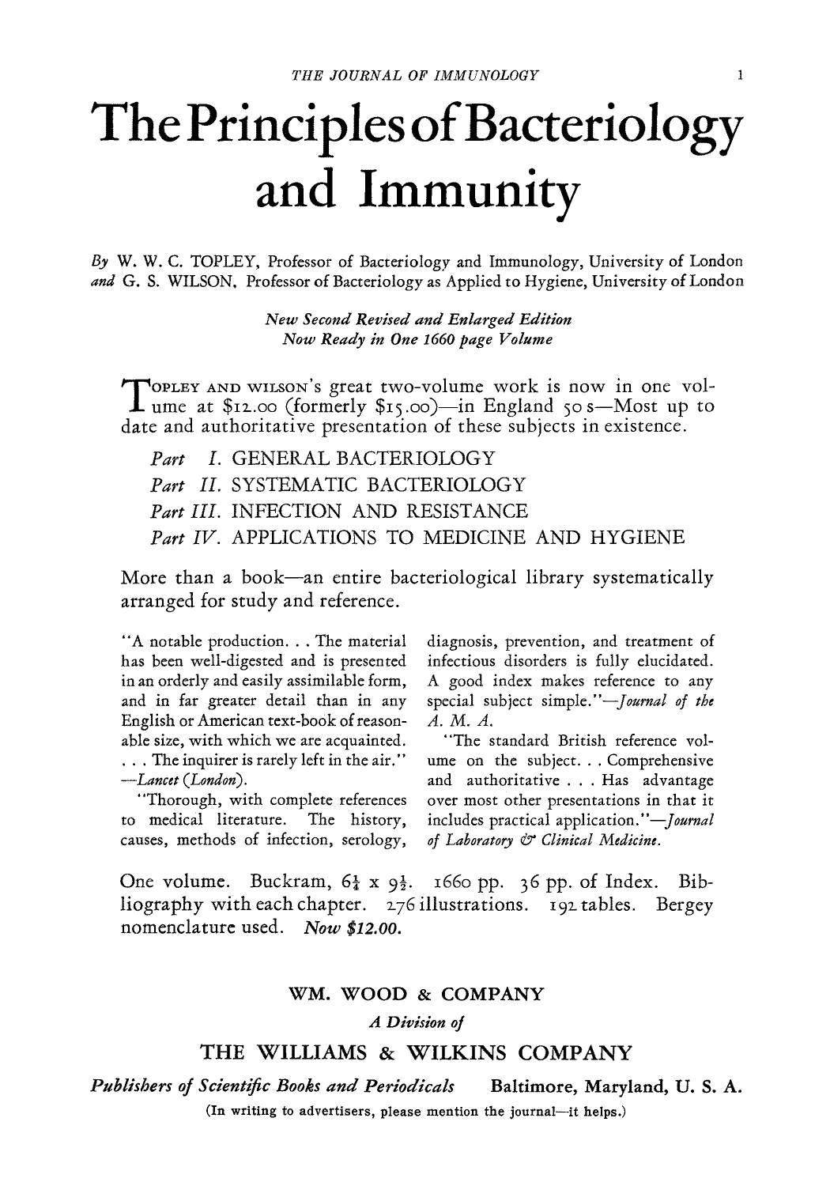# The Principles of Bacteriology and Immunity

*By* W. W. C. TOPLEY, Professor of Bacteriology and Immunology, University of London *and* G. S. WILSON, Professor of Bacteriology as Applied to Hygiene, University of London

*New Second Revised and Enlarged Edition*
*Now Ready in One 1660 page Volume*

TOPLEY AND WILSON'S great two-volume work is now in one volume at $12.00 (formerly $15.00)—in England 50 s—Most up to date and authoritative presentation of these subjects in existence.

*Part* I. GENERAL BACTERIOLOGY

*Part* II. SYSTEMATIC BACTERIOLOGY

*Part* III. INFECTION AND RESISTANCE

*Part* IV. APPLICATIONS TO MEDICINE AND HYGIENE

More than a book—an entire bacteriological library systematically arranged for study and reference.

"A notable production. . . The material has been well-digested and is presented in an orderly and easily assimilable form, and in far greater detail than in any English or American text-book of reasonable size, with which we are acquainted. . . . The inquirer is rarely left in the air." —*Lancet (London).*

"Thorough, with complete references to medical literature. The history, causes, methods of infection, serology, diagnosis, prevention, and treatment of infectious disorders is fully elucidated. A good index makes reference to any special subject simple."—*Journal of the A. M. A.*

"The standard British reference volume on the subject. . . Comprehensive and authoritative . . . Has advantage over most other presentations in that it includes practical application."—*Journal of Laboratory & Clinical Medicine.*

One volume. Buckram, 6¼ x 9½. 1660 pp. 36 pp. of Index. Bibliography with each chapter. 276 illustrations. 192 tables. Bergey nomenclature used. *Now $12.00.*

WM. WOOD & COMPANY

*A Division of*

THE WILLIAMS & WILKINS COMPANY

*Publishers of Scientific Books and Periodicals* Baltimore, Maryland, U. S. A.

(In writing to advertisers, please mention the journal—it helps.)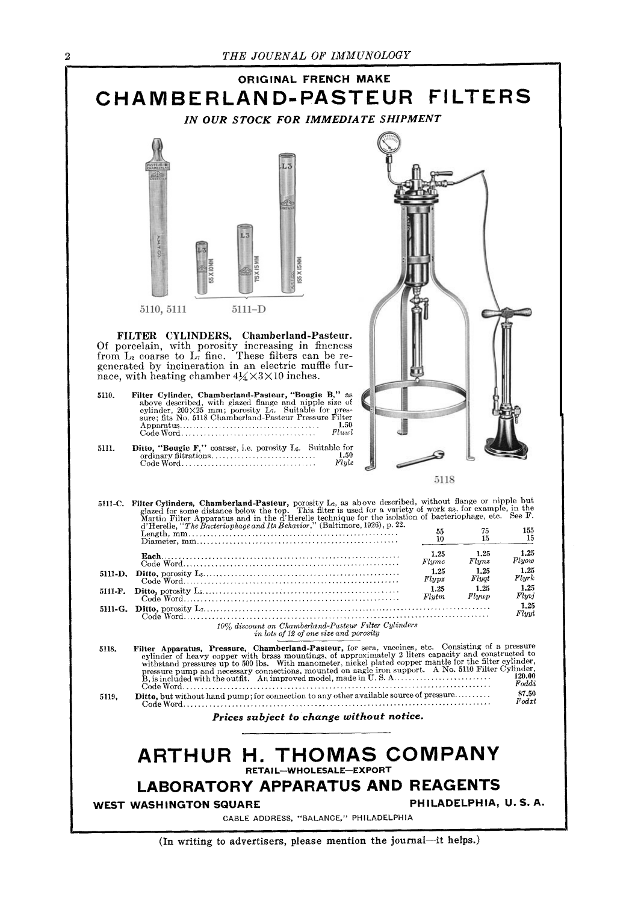ORIGINAL FRENCH MAKE

# CHAMBERLAND-PASTEUR FILTERS

*IN OUR STOCK FOR IMMEDIATE SHIPMENT*

5110, 5111 5111–D

**FILTER CYLINDERS, Chamberland-Pasteur.** Of porcelain, with porosity increasing in fineness from $L_2$ coarse to $L_7$ fine. These filters can be regenerated by incineration in an electric muffle furnace, with heating chamber 4¼×3×10 inches.

**5110. Filter Cylinder, Chamberland-Pasteur, "Bougie B,"** as above described, with glazed flange and nipple size of cylinder, 200×25 mm; porosity $L_7$. Suitable for pressure; fits No. 5118 Chamberland-Pasteur Pressure Filter Apparatus.......... 1.50
Code Word.......... *Fluxl*

**5111. Ditto, "Bougie F,"** coarser, i.e. porosity $L_5$. Suitable for ordinary filtrations.......... 1.50
Code Word.......... *Flyle*

5118

**5111-C. Filter Cylinders, Chamberland-Pasteur,** porosity $L_2$, as above described, without flange or nipple but glazed for some distance below the top. This filter is used for a variety of work as, for example, in the Martin Filter Apparatus and in the d'Herelle technique for the isolation of bacteriophage, etc. See F. d'Herelle, "*The Bacteriophage and Its Behavior*," (Baltimore, 1926), p. 22.

| | | | | |
|---|---|---|---|---|
| | Length, mm | 55 | 75 | 155 |
| | Diameter, mm | 10 | 15 | 15 |
| | **Each** | 1.25 | 1.25 | 1.25 |
| | Code Word | *Flymc* | *Flynz* | *Flyow* |
| **5111-D.** | **Ditto,** porosity $L_3$ | 1.25 | 1.25 | 1.25 |
| | Code Word | *Flypz* | *Flyqt* | *Flyrk* |
| **5111-F.** | **Ditto,** porosity $L_5$ | 1.25 | 1.25 | 1.25 |
| | Code Word | *Flytm* | *Flyup* | *Flyvj* |
| **5111-G.** | **Ditto,** porosity $L_7$ | | | 1.25 |
| | Code Word | | | *Flyyt* |

*10% discount on Chamberland-Pasteur Filter Cylinders in lots of 12 of one size and porosity*

**5118. Filter Apparatus, Pressure, Chamberland-Pasteur,** for sera, vaccines, etc. Consisting of a pressure cylinder of heavy copper with brass mountings, of approximately 2 liters capacity and constructed to withstand pressures up to 500 lbs. With manometer, nickel plated copper mantle for the filter cylinder, pressure pump and necessary connections, mounted on angle iron support. A No. 5110 Filter Cylinder, B, is included with the outfit. An improved model, made in U. S. A.......... 120.00
Code Word.......... *Foddi*

**5119. Ditto,** but without hand pump; for connection to any other available source of pressure.......... 87.50
Code Word.......... *Fodxt*

***Prices subject to change without notice.***

# ARTHUR H. THOMAS COMPANY

RETAIL—WHOLESALE—EXPORT

## LABORATORY APPARATUS AND REAGENTS

**WEST WASHINGTON SQUARE** **PHILADELPHIA, U. S. A.**

CABLE ADDRESS, "BALANCE," PHILADELPHIA

(In writing to advertisers, please mention the journal—it helps.)